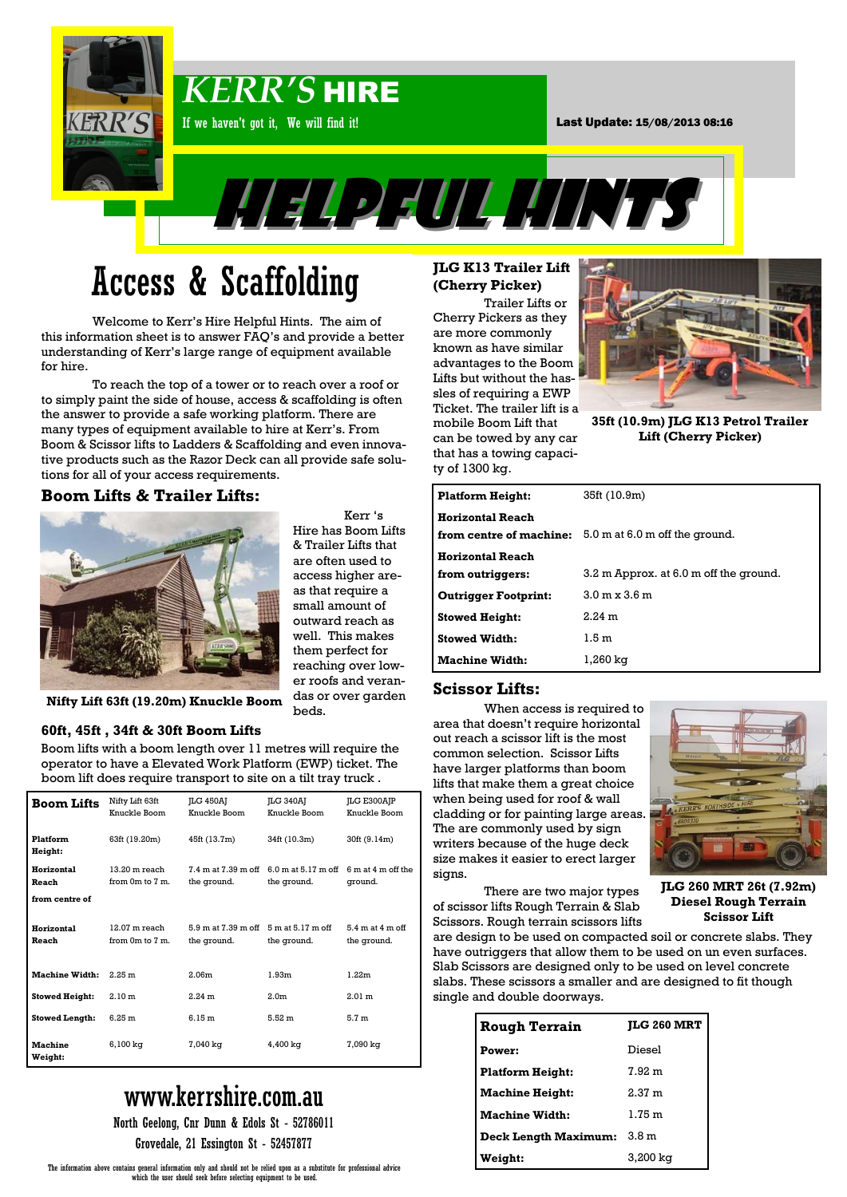# KERR'S HIRE

If we haven't got it, We will find it!

Last Update: 15/08/2013 08:16

# HELPFUL HINTS

## Access & Scaffolding

Welcome to Kerr's Hire Helpful Hints. The aim of this information sheet is to answer FAQ's and provide a better understanding of Kerr's large range of equipment available for hire.

To reach the top of a tower or to reach over a roof or to simply paint the side of house, access & scaffolding is often the answer to provide a safe working platform. There are many types of equipment available to hire at Kerr's. From Boom & Scissor lifts to Ladders & Scaffolding and even innovative products such as the Razor Deck can all provide safe solutions for all of your access requirements.

### Boom Lifts & Trailer Lifts:

Kerr 's Hire has Boom Lifts & Trailer Lifts that are often used to access higher areas that require a small amount of outward reach as well. This makes them perfect for reaching over lower roofs and verandas or over garden beds.

**Nifty Lift 63ft (19.20m) Knuckle Boom**

### 60ft, 45ft , 34ft & 30ft Boom Lifts

Boom lifts with a boom length over 11 metres will require the operator to have a Elevated Work Platform (EWP) ticket. The boom lift does require transport to site on a tilt tray truck .

| **Boom Lifts** | Nifty Lift 63ft Knuckle Boom | JLG 450AJ Knuckle Boom | JLG 340AJ Knuckle Boom | JLG E300AJP Knuckle Boom |
|---|---|---|---|---|
| **Platform Height:** | 63ft (19.20m) | 45ft (13.7m) | 34ft (10.3m) | 30ft (9.14m) |
| **Horizontal Reach from centre of** | 13.20 m reach from 0m to 7 m. | 7.4 m at 7.39 m off the ground. | 6.0 m at 5.17 m off the ground. | 6 m at 4 m off the ground. |
| **Horizontal Reach** | 12.07 m reach from 0m to 7 m. | 5.9 m at 7.39 m off the ground. | 5 m at 5.17 m off the ground. | 5.4 m at 4 m off the ground. |
| **Machine Width:** | 2.25 m | 2.06m | 1.93m | 1.22m |
| **Stowed Height:** | 2.10 m | 2.24 m | 2.0m | 2.01 m |
| **Stowed Length:** | 6.25 m | 6.15 m | 5.52 m | 5.7 m |
| **Machine Weight:** | 6,100 kg | 7,040 kg | 4,400 kg | 7,090 kg |

### JLG K13 Trailer Lift (Cherry Picker)

Trailer Lifts or Cherry Pickers as they are more commonly known as have similar advantages to the Boom Lifts but without the hassles of requiring a EWP Ticket. The trailer lift is a mobile Boom Lift that can be towed by any car that has a towing capacity of 1300 kg.

**35ft (10.9m) JLG K13 Petrol Trailer Lift (Cherry Picker)**

| | |
|---|---|
| **Platform Height:** | 35ft (10.9m) |
| **Horizontal Reach from centre of machine:** | 5.0 m at 6.0 m off the ground. |
| **Horizontal Reach from outriggers:** | 3.2 m Approx. at 6.0 m off the ground. |
| **Outrigger Footprint:** | 3.0 m x 3.6 m |
| **Stowed Height:** | 2.24 m |
| **Stowed Width:** | 1.5 m |
| **Machine Width:** | 1,260 kg |

### Scissor Lifts:

When access is required to area that doesn't require horizontal out reach a scissor lift is the most common selection. Scissor Lifts have larger platforms than boom lifts that make them a great choice when being used for roof & wall cladding or for painting large areas. The are commonly used by sign writers because of the huge deck size makes it easier to erect larger signs.

There are two major types of scissor lifts Rough Terrain & Slab Scissors. Rough terrain scissors lifts are design to be used on compacted soil or concrete slabs. They have outriggers that allow them to be used on un even surfaces. Slab Scissors are designed only to be used on level concrete slabs. These scissors a smaller and are designed to fit though single and double doorways.

**JLG 260 MRT 26t (7.92m) Diesel Rough Terrain Scissor Lift**

| **Rough Terrain** | **JLG 260 MRT** |
|---|---|
| **Power:** | Diesel |
| **Platform Height:** | 7.92 m |
| **Machine Height:** | 2.37 m |
| **Machine Width:** | 1.75 m |
| **Deck Length Maximum:** | 3.8 m |
| **Weight:** | 3,200 kg |

## www.kerrshire.com.au

North Geelong, Cnr Dunn & Edols St - 52786011

Grovedale, 21 Essington St - 52457877

The information above contains general information only and should not be relied upon as a substitute for professional advice which the user should seek before selecting equipment to be used.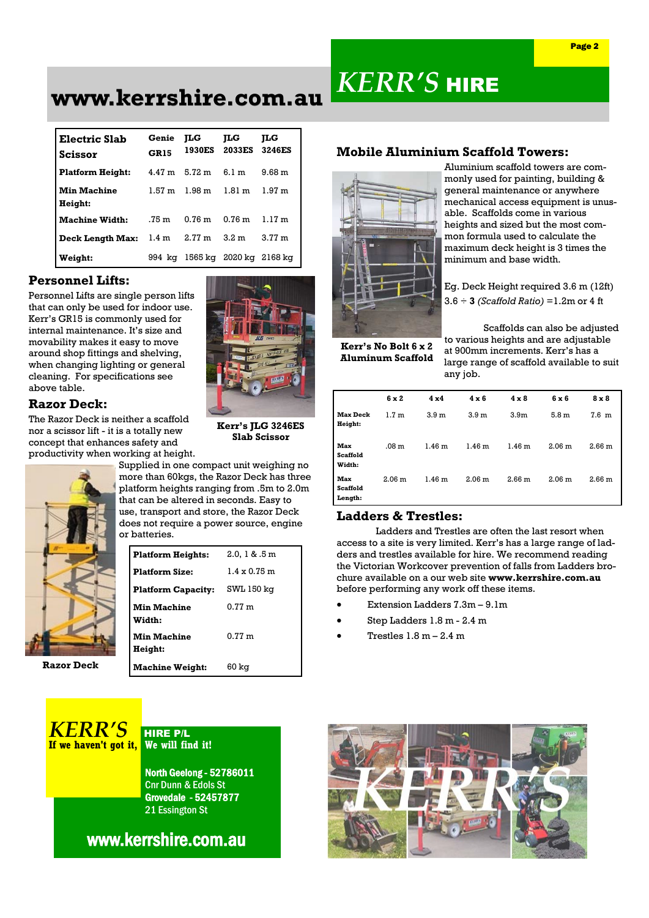# www.kerrshire.com.au

# *KERR'S* HIRE

| Electric Slab Scissor | Genie GR15 | JLG 1930ES | JLG 2033ES | JLG 3246ES |
|---|---|---|---|---|
| **Platform Height:** | 4.47 m | 5.72 m | 6.1 m | 9.68 m |
| **Min Machine Height:** | 1.57 m | 1.98 m | 1.81 m | 1.97 m |
| **Machine Width:** | .75 m | 0.76 m | 0.76 m | 1.17 m |
| **Deck Length Max:** | 1.4 m | 2.77 m | 3.2 m | 3.77 m |
| **Weight:** | 994 kg | 1565 kg | 2020 kg | 2168 kg |

## Personnel Lifts:

Personnel Lifts are single person lifts that can only be used for indoor use. Kerr's GR15 is commonly used for internal maintenance. It's size and movability makes it easy to move around shop fittings and shelving, when changing lighting or general cleaning. For specifications see above table.

**Kerr's JLG 3246ES Slab Scissor**

## Razor Deck:

The Razor Deck is neither a scaffold nor a scissor lift - it is a totally new concept that enhances safety and productivity when working at height.

Supplied in one compact unit weighing no more than 60kgs, the Razor Deck has three platform heights ranging from .5m to 2.0m that can be altered in seconds. Easy to use, transport and store, the Razor Deck does not require a power source, engine or batteries.

**Razor Deck**

| | |
|---|---|
| **Platform Heights:** | 2.0, 1 & .5 m |
| **Platform Size:** | 1.4 x 0.75 m |
| **Platform Capacity:** | SWL 150 kg |
| **Min Machine Width:** | 0.77 m |
| **Min Machine Height:** | 0.77 m |
| **Machine Weight:** | 60 kg |

## Mobile Aluminium Scaffold Towers:

Aluminium scaffold towers are commonly used for painting, building & general maintenance or anywhere mechanical access equipment is unusable. Scaffolds come in various heights and sized but the most common formula used to calculate the maximum deck height is 3 times the minimum and base width.

Eg. Deck Height required 3.6 m (12ft)
3.6 ÷ **3** *(Scaffold Ratio)* =1.2m or 4 ft

Scaffolds can also be adjusted to various heights and are adjustable at 900mm increments. Kerr's has a large range of scaffold available to suit any job.

**Kerr's No Bolt 6 x 2 Aluminum Scaffold**

| | 6 x 2 | 4 x4 | 4 x 6 | 4 x 8 | 6 x 6 | 8 x 8 |
|---|---|---|---|---|---|---|
| **Max Deck Height:** | 1.7 m | 3.9 m | 3.9 m | 3.9m | 5.8 m | 7.6 m |
| **Max Scaffold Width:** | .08 m | 1.46 m | 1.46 m | 1.46 m | 2.06 m | 2.66 m |
| **Max Scaffold Length:** | 2.06 m | 1.46 m | 2.06 m | 2.66 m | 2.06 m | 2.66 m |

## Ladders & Trestles:

Ladders and Trestles are often the last resort when access to a site is very limited. Kerr's has a large range of ladders and trestles available for hire. We recommend reading the Victorian Workcover prevention of falls from Ladders brochure available on a our web site **www.kerrshire.com.au** before performing any work off these items.

- Extension Ladders 7.3m – 9.1m
- Step Ladders 1.8 m - 2.4 m
- Trestles 1.8 m – 2.4 m

*KERR'S* **HIRE P/L**

**If we haven't got it, We will find it!**

**North Geelong - 52786011**
Cnr Dunn & Edols St
**Grovedale - 52457877**
21 Essington St

**www.kerrshire.com.au**